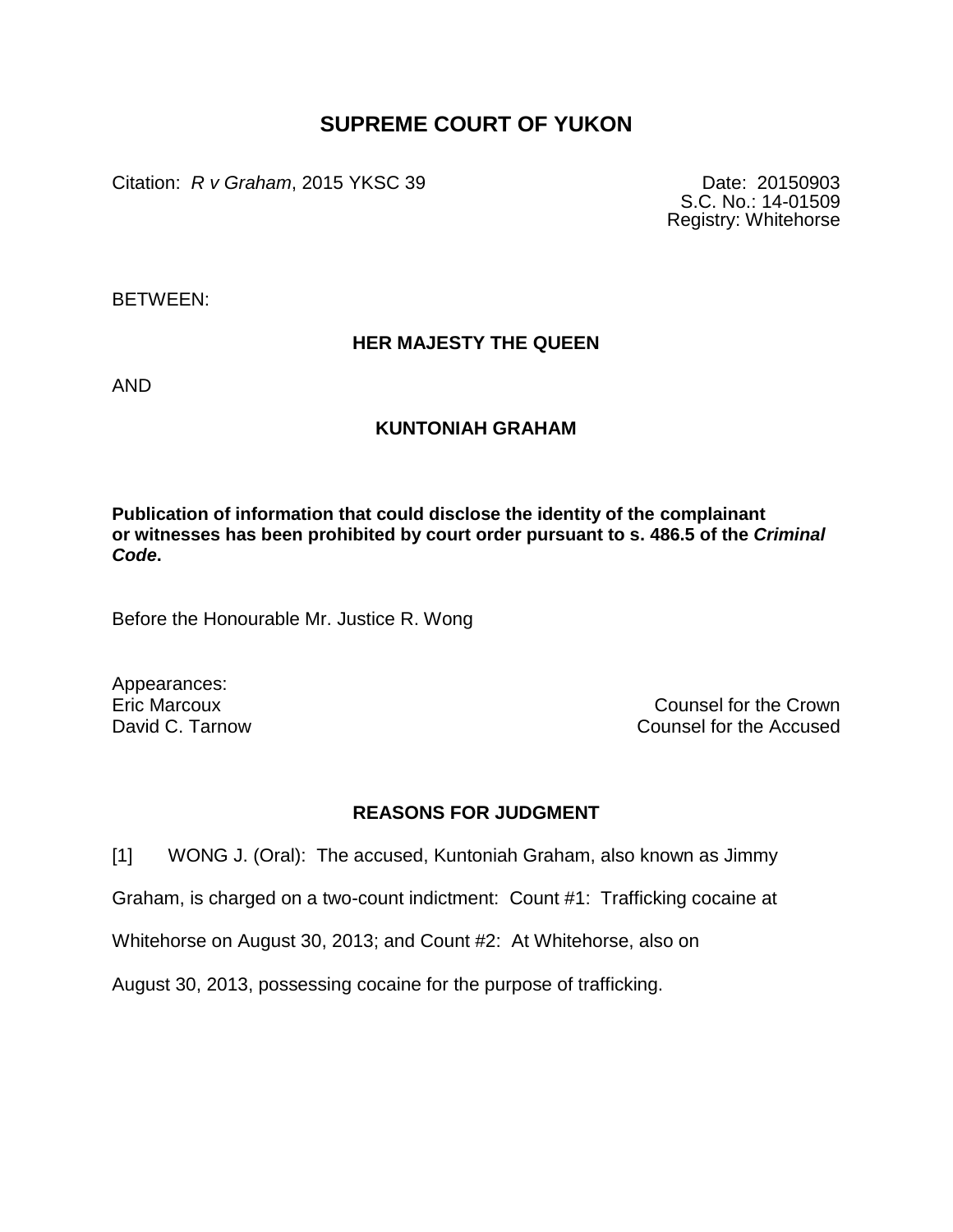# SUPREME COURT OF YUKON

Citation: *R v Graham*, 2015 YKSC 39

Date: 20150903
S.C. No.: 14-01509
Registry: Whitehorse

BETWEEN:

**HER MAJESTY THE QUEEN**

AND

**KUNTONIAH GRAHAM**

**Publication of information that could disclose the identity of the complainant or witnesses has been prohibited by court order pursuant to s. 486.5 of the *Criminal Code*.**

Before the Honourable Mr. Justice R. Wong

Appearances:

| | |
|---|---|
| Eric Marcoux | Counsel for the Crown |
| David C. Tarnow | Counsel for the Accused |

## REASONS FOR JUDGMENT

[1] WONG J. (Oral): The accused, Kuntoniah Graham, also known as Jimmy Graham, is charged on a two-count indictment: Count #1: Trafficking cocaine at Whitehorse on August 30, 2013; and Count #2: At Whitehorse, also on August 30, 2013, possessing cocaine for the purpose of trafficking.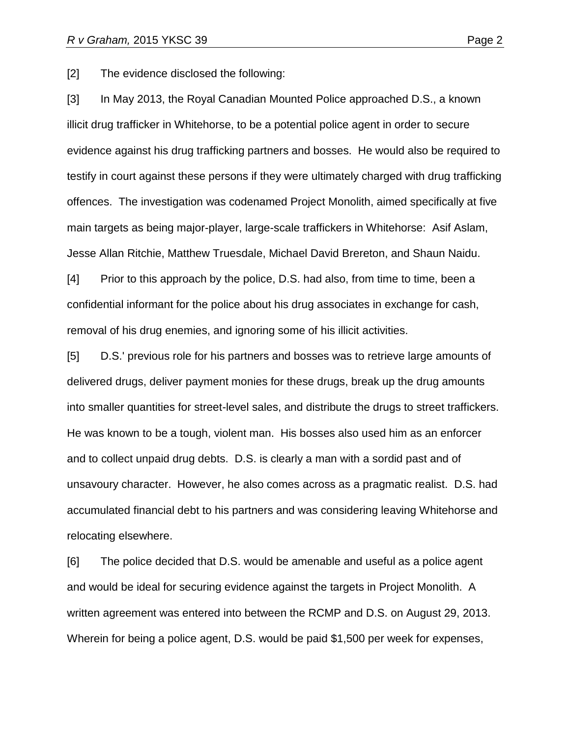[2] The evidence disclosed the following:

[3] In May 2013, the Royal Canadian Mounted Police approached D.S., a known illicit drug trafficker in Whitehorse, to be a potential police agent in order to secure evidence against his drug trafficking partners and bosses. He would also be required to testify in court against these persons if they were ultimately charged with drug trafficking offences. The investigation was codenamed Project Monolith, aimed specifically at five main targets as being major-player, large-scale traffickers in Whitehorse: Asif Aslam, Jesse Allan Ritchie, Matthew Truesdale, Michael David Brereton, and Shaun Naidu.

[4] Prior to this approach by the police, D.S. had also, from time to time, been a confidential informant for the police about his drug associates in exchange for cash, removal of his drug enemies, and ignoring some of his illicit activities.

[5] D.S.' previous role for his partners and bosses was to retrieve large amounts of delivered drugs, deliver payment monies for these drugs, break up the drug amounts into smaller quantities for street-level sales, and distribute the drugs to street traffickers. He was known to be a tough, violent man. His bosses also used him as an enforcer and to collect unpaid drug debts. D.S. is clearly a man with a sordid past and of unsavoury character. However, he also comes across as a pragmatic realist. D.S. had accumulated financial debt to his partners and was considering leaving Whitehorse and relocating elsewhere.

[6] The police decided that D.S. would be amenable and useful as a police agent and would be ideal for securing evidence against the targets in Project Monolith. A written agreement was entered into between the RCMP and D.S. on August 29, 2013. Wherein for being a police agent, D.S. would be paid $1,500 per week for expenses,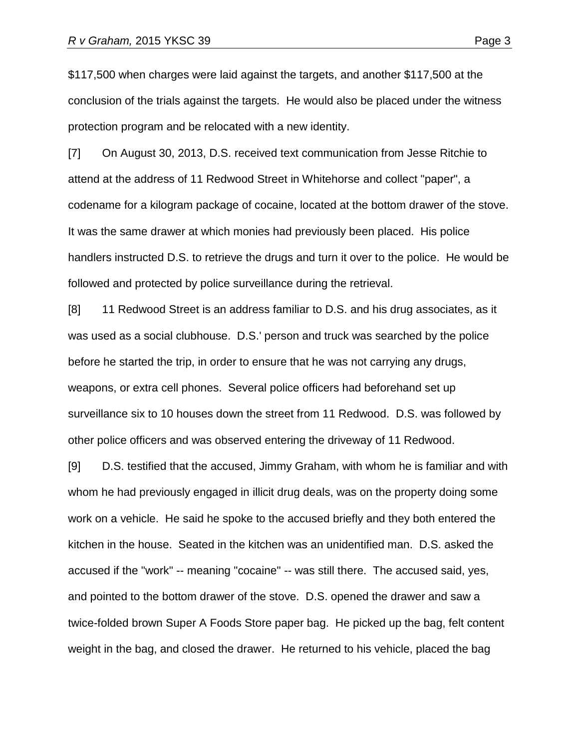$117,500 when charges were laid against the targets, and another $117,500 at the conclusion of the trials against the targets. He would also be placed under the witness protection program and be relocated with a new identity.

[7] On August 30, 2013, D.S. received text communication from Jesse Ritchie to attend at the address of 11 Redwood Street in Whitehorse and collect "paper", a codename for a kilogram package of cocaine, located at the bottom drawer of the stove. It was the same drawer at which monies had previously been placed. His police handlers instructed D.S. to retrieve the drugs and turn it over to the police. He would be followed and protected by police surveillance during the retrieval.

[8] 11 Redwood Street is an address familiar to D.S. and his drug associates, as it was used as a social clubhouse. D.S.' person and truck was searched by the police before he started the trip, in order to ensure that he was not carrying any drugs, weapons, or extra cell phones. Several police officers had beforehand set up surveillance six to 10 houses down the street from 11 Redwood. D.S. was followed by other police officers and was observed entering the driveway of 11 Redwood.

[9] D.S. testified that the accused, Jimmy Graham, with whom he is familiar and with whom he had previously engaged in illicit drug deals, was on the property doing some work on a vehicle. He said he spoke to the accused briefly and they both entered the kitchen in the house. Seated in the kitchen was an unidentified man. D.S. asked the accused if the "work" -- meaning "cocaine" -- was still there. The accused said, yes, and pointed to the bottom drawer of the stove. D.S. opened the drawer and saw a twice-folded brown Super A Foods Store paper bag. He picked up the bag, felt content weight in the bag, and closed the drawer. He returned to his vehicle, placed the bag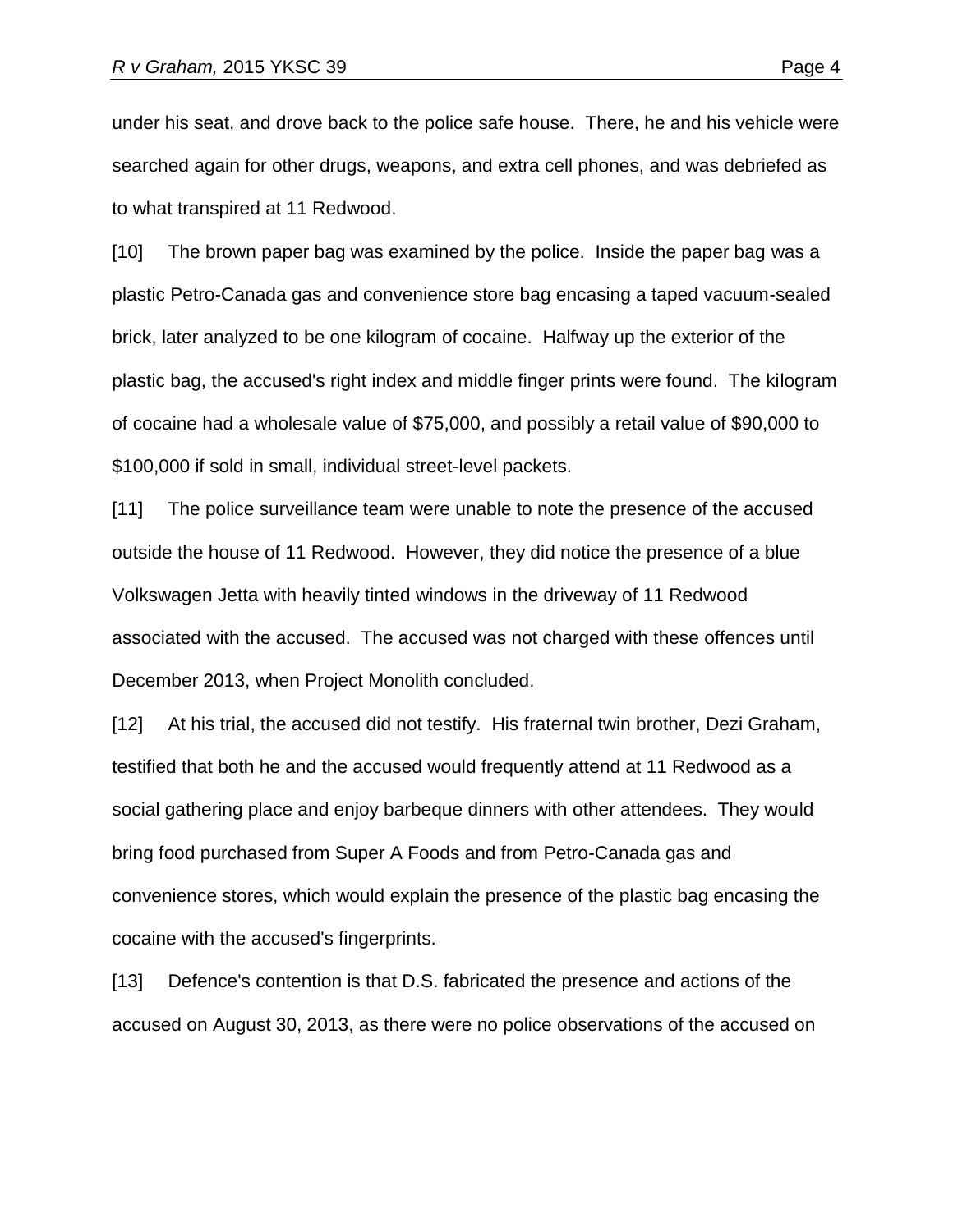under his seat, and drove back to the police safe house. There, he and his vehicle were searched again for other drugs, weapons, and extra cell phones, and was debriefed as to what transpired at 11 Redwood.

[10] The brown paper bag was examined by the police. Inside the paper bag was a plastic Petro-Canada gas and convenience store bag encasing a taped vacuum-sealed brick, later analyzed to be one kilogram of cocaine. Halfway up the exterior of the plastic bag, the accused's right index and middle finger prints were found. The kilogram of cocaine had a wholesale value of $75,000, and possibly a retail value of $90,000 to $100,000 if sold in small, individual street-level packets.

[11] The police surveillance team were unable to note the presence of the accused outside the house of 11 Redwood. However, they did notice the presence of a blue Volkswagen Jetta with heavily tinted windows in the driveway of 11 Redwood associated with the accused. The accused was not charged with these offences until December 2013, when Project Monolith concluded.

[12] At his trial, the accused did not testify. His fraternal twin brother, Dezi Graham, testified that both he and the accused would frequently attend at 11 Redwood as a social gathering place and enjoy barbeque dinners with other attendees. They would bring food purchased from Super A Foods and from Petro-Canada gas and convenience stores, which would explain the presence of the plastic bag encasing the cocaine with the accused's fingerprints.

[13] Defence's contention is that D.S. fabricated the presence and actions of the accused on August 30, 2013, as there were no police observations of the accused on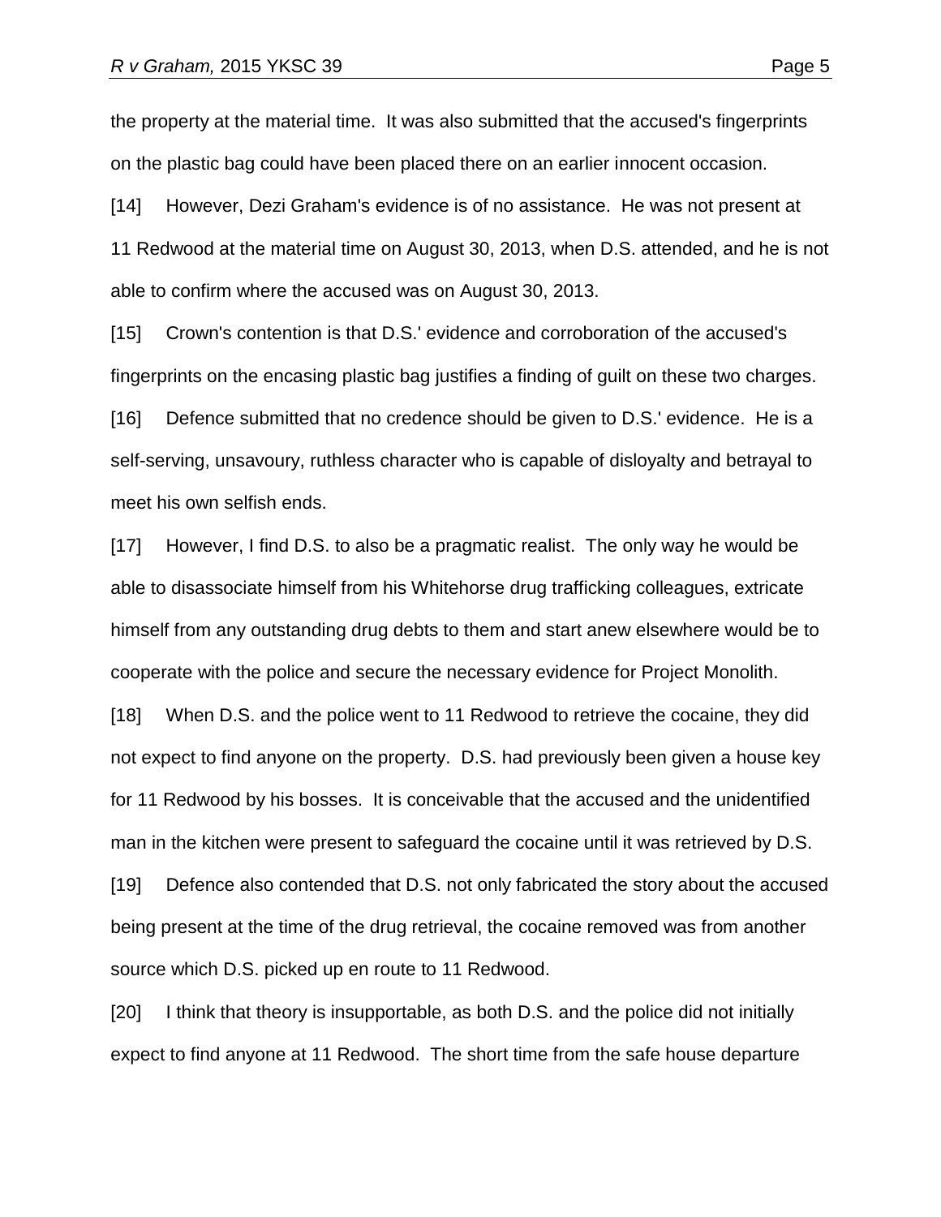the property at the material time. It was also submitted that the accused's fingerprints on the plastic bag could have been placed there on an earlier innocent occasion.

[14] However, Dezi Graham's evidence is of no assistance. He was not present at 11 Redwood at the material time on August 30, 2013, when D.S. attended, and he is not able to confirm where the accused was on August 30, 2013.

[15] Crown's contention is that D.S.' evidence and corroboration of the accused's fingerprints on the encasing plastic bag justifies a finding of guilt on these two charges.

[16] Defence submitted that no credence should be given to D.S.' evidence. He is a self-serving, unsavoury, ruthless character who is capable of disloyalty and betrayal to meet his own selfish ends.

[17] However, I find D.S. to also be a pragmatic realist. The only way he would be able to disassociate himself from his Whitehorse drug trafficking colleagues, extricate himself from any outstanding drug debts to them and start anew elsewhere would be to cooperate with the police and secure the necessary evidence for Project Monolith.

[18] When D.S. and the police went to 11 Redwood to retrieve the cocaine, they did not expect to find anyone on the property. D.S. had previously been given a house key for 11 Redwood by his bosses. It is conceivable that the accused and the unidentified man in the kitchen were present to safeguard the cocaine until it was retrieved by D.S.

[19] Defence also contended that D.S. not only fabricated the story about the accused being present at the time of the drug retrieval, the cocaine removed was from another source which D.S. picked up en route to 11 Redwood.

[20] I think that theory is insupportable, as both D.S. and the police did not initially expect to find anyone at 11 Redwood. The short time from the safe house departure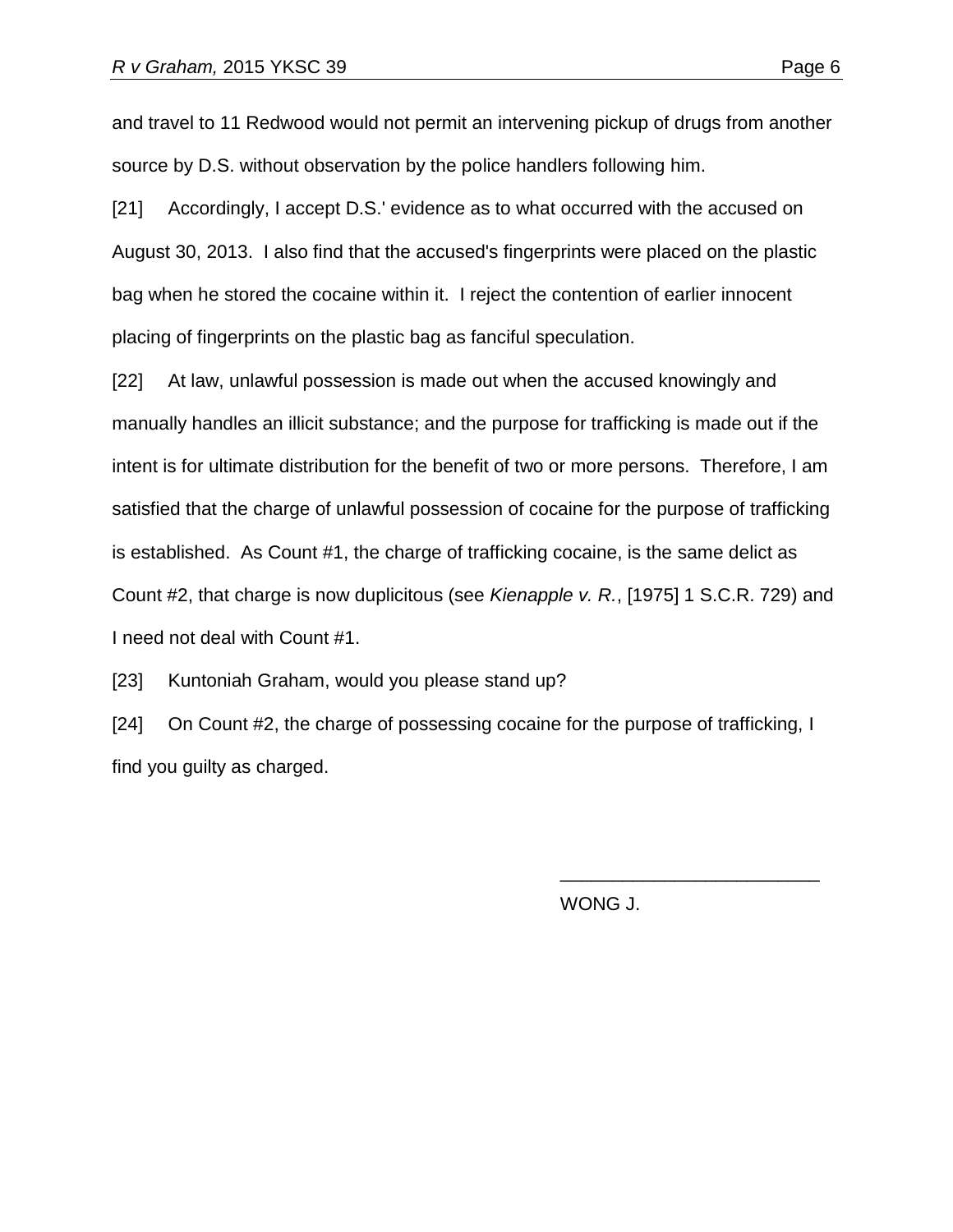and travel to 11 Redwood would not permit an intervening pickup of drugs from another source by D.S. without observation by the police handlers following him.

[21] Accordingly, I accept D.S.' evidence as to what occurred with the accused on August 30, 2013. I also find that the accused's fingerprints were placed on the plastic bag when he stored the cocaine within it. I reject the contention of earlier innocent placing of fingerprints on the plastic bag as fanciful speculation.

[22] At law, unlawful possession is made out when the accused knowingly and manually handles an illicit substance; and the purpose for trafficking is made out if the intent is for ultimate distribution for the benefit of two or more persons. Therefore, I am satisfied that the charge of unlawful possession of cocaine for the purpose of trafficking is established. As Count #1, the charge of trafficking cocaine, is the same delict as Count #2, that charge is now duplicitous (see *Kienapple v. R.*, [1975] 1 S.C.R. 729) and I need not deal with Count #1.

[23] Kuntoniah Graham, would you please stand up?

[24] On Count #2, the charge of possessing cocaine for the purpose of trafficking, I find you guilty as charged.

\_\_\_\_\_\_\_\_\_\_\_\_\_\_\_\_\_\_\_\_\_\_\_\_\_\_

WONG J.